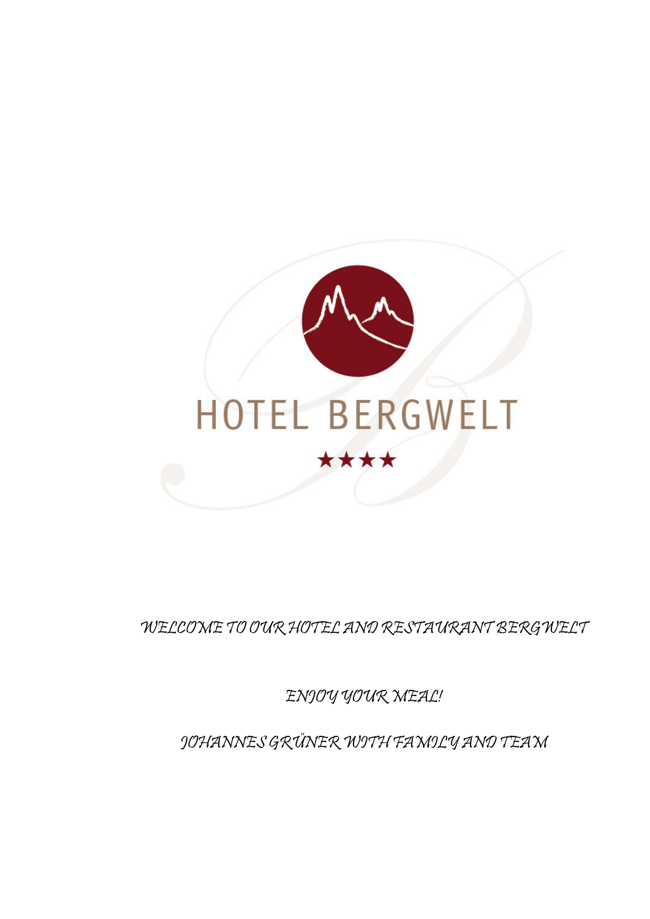# HOTEL BERGWELT

★★★★

*WELCOME TO OUR HOTEL AND RESTAURANT BERGWELT*

*ENJOY YOUR MEAL!*

*JOHANNES GRÜNER WITH FAMILY AND TEAM*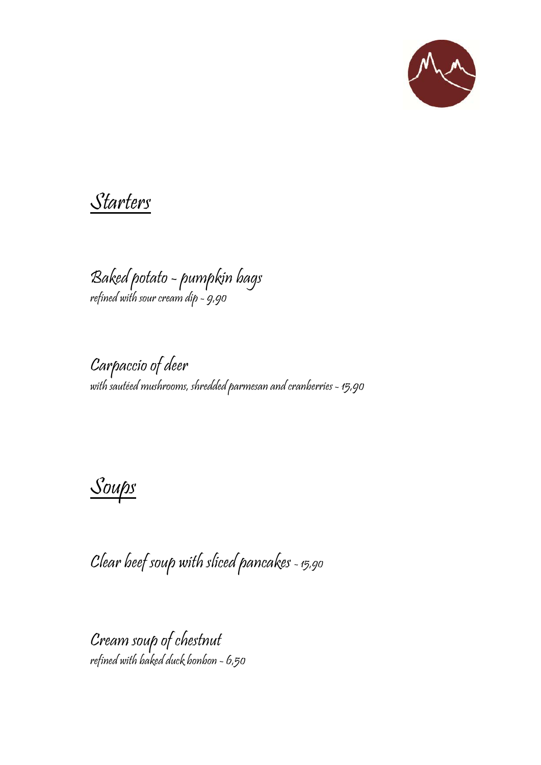## Starters

### Baked potato - pumpkin bags
*refined with sour cream dip - 9,90*

### Carpaccio of deer
*with sautéed mushrooms, shredded parmesan and cranberries - 15,90*

## Soups

### Clear beef soup with sliced pancakes - 15,90

### Cream soup of chestnut
*refined with baked duck bonbon - 6,50*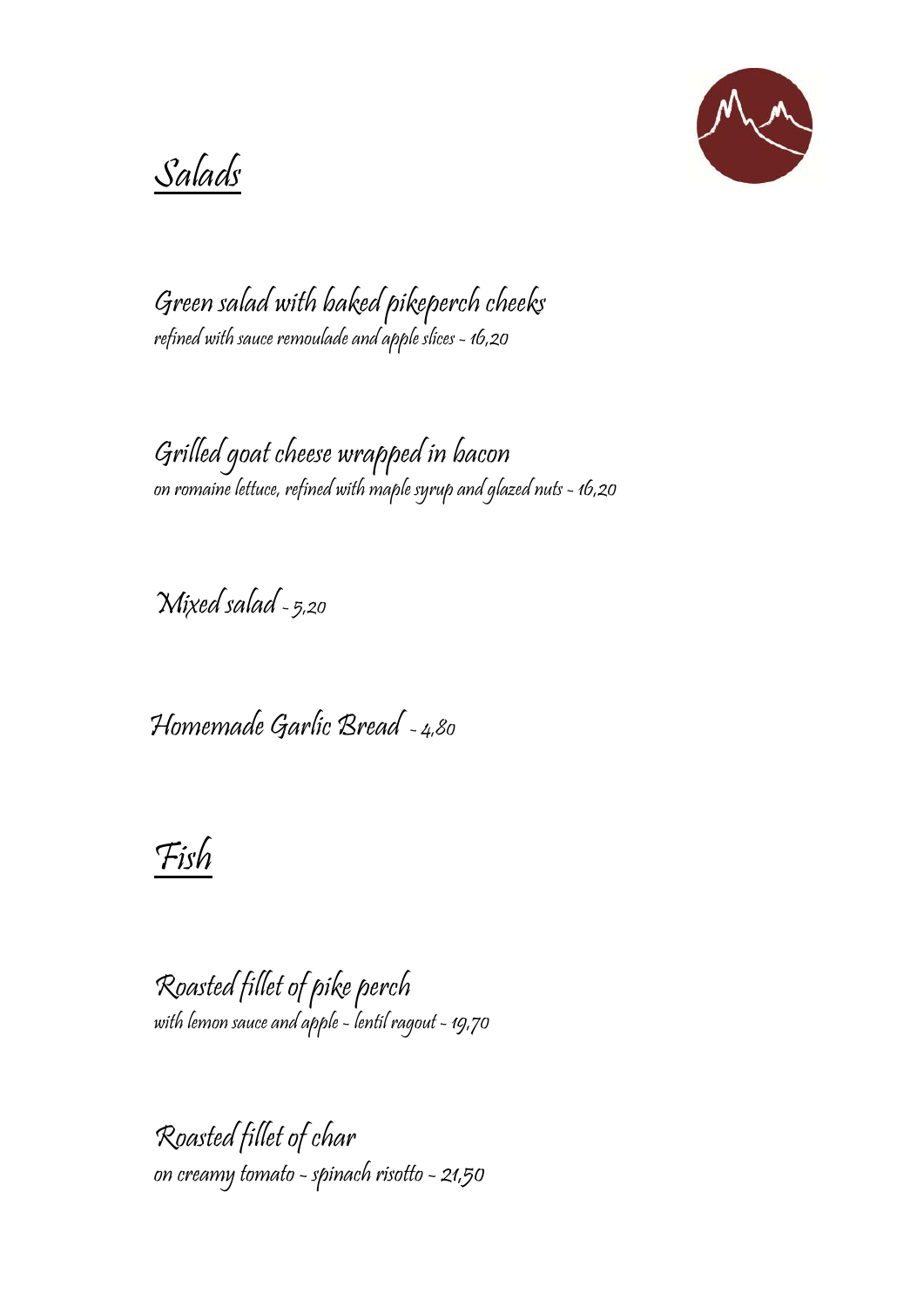## Salads

**Green salad with baked pikeperch cheeks**
*refined with sauce remoulade and apple slices - 16,20*

**Grilled goat cheese wrapped in bacon**
*on romaine lettuce, refined with maple syrup and glazed nuts - 16,20*

**Mixed salad** - 5,20

**Homemade Garlic Bread** - 4,80

## Fish

**Roasted fillet of pike perch**
*with lemon sauce and apple - lentil ragout - 19,70*

**Roasted fillet of char**
*on creamy tomato - spinach risotto - 21,50*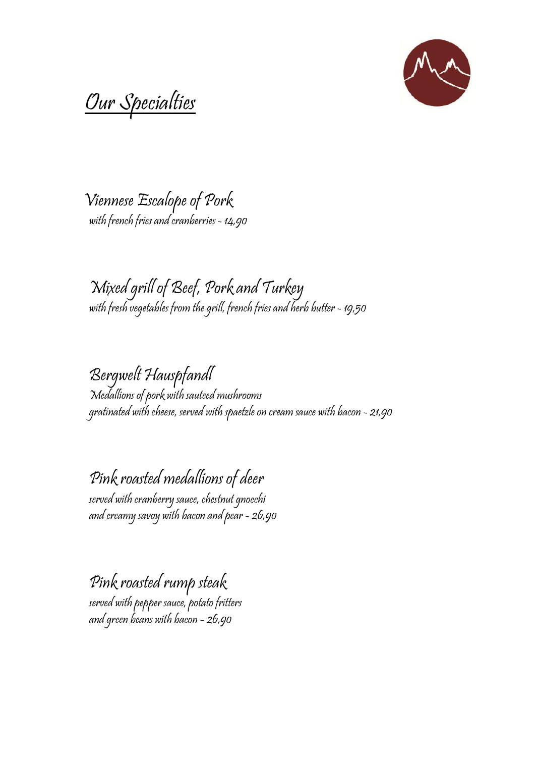# Our Specialties

### Viennese Escalope of Pork

*with french fries and cranberries ~ 14,90*

### Mixed grill of Beef, Pork and Turkey

*with fresh vegetables from the grill, french fries and herb butter ~ 19,50*

### Bergwelt Hauspfandl

*Medallions of pork with sauteed mushrooms*
*gratinated with cheese, served with spaetzle on cream sauce with bacon ~ 21,90*

### Pink roasted medallions of deer

*served with cranberry sauce, chestnut gnocchi*
*and creamy savoy with bacon and pear ~ 26,90*

### Pink roasted rump steak

*served with pepper sauce, potato fritters*
*and green beans with bacon ~ 26,90*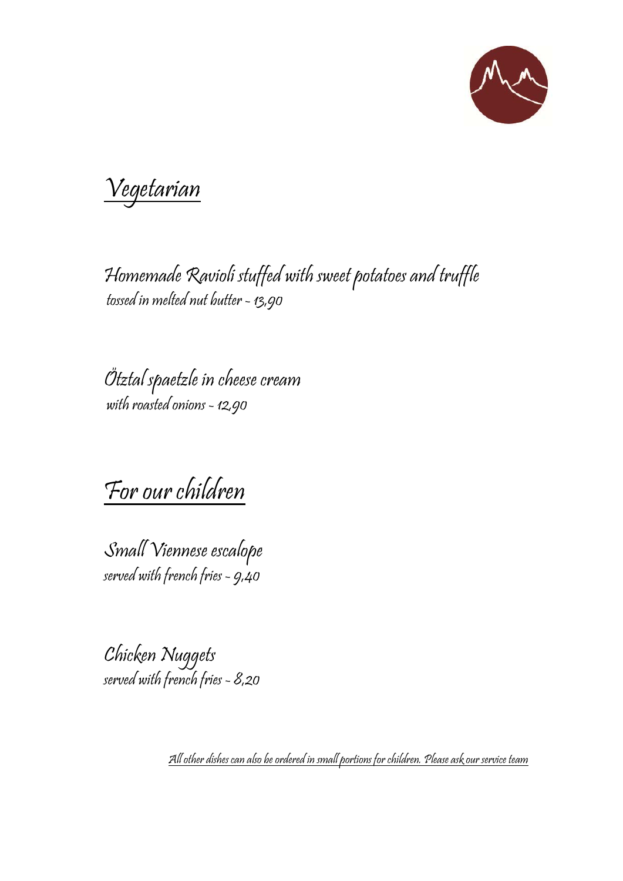## Vegetarian

**Homemade Ravioli stuffed with sweet potatoes and truffle**
tossed in melted nut butter - 13,90

**Ötztal spaetzle in cheese cream**
with roasted onions - 12,90

## For our children

**Small Viennese escalope**
served with french fries - 9,40

**Chicken Nuggets**
served with french fries - 8,20

All other dishes can also be ordered in small portions for children. Please ask our service team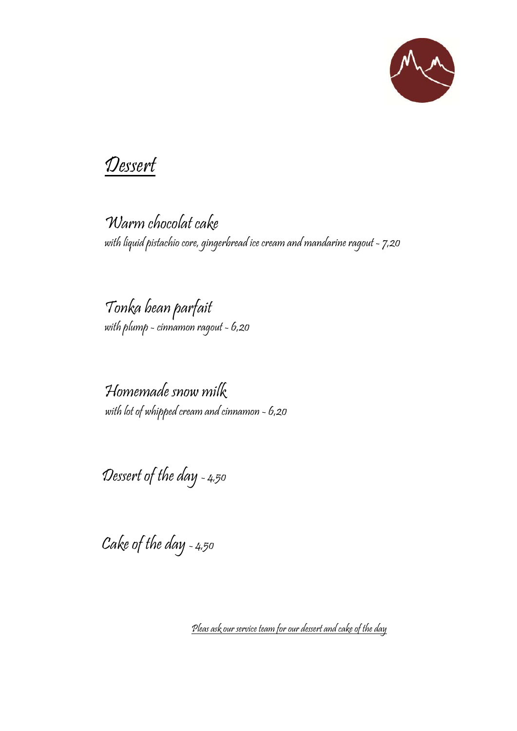# Dessert

## Warm chocolat cake

with liquid pistachio core, gingerbread ice cream and mandarine ragout - 7,20

## Tonka bean parfait

with plump - cinnamon ragout - 6,20

## Homemade snow milk

with lot of whipped cream and cinnamon - 6,20

## Dessert of the day - 4,50

## Cake of the day - 4,50

Pleas ask our service team for our dessert and cake of the day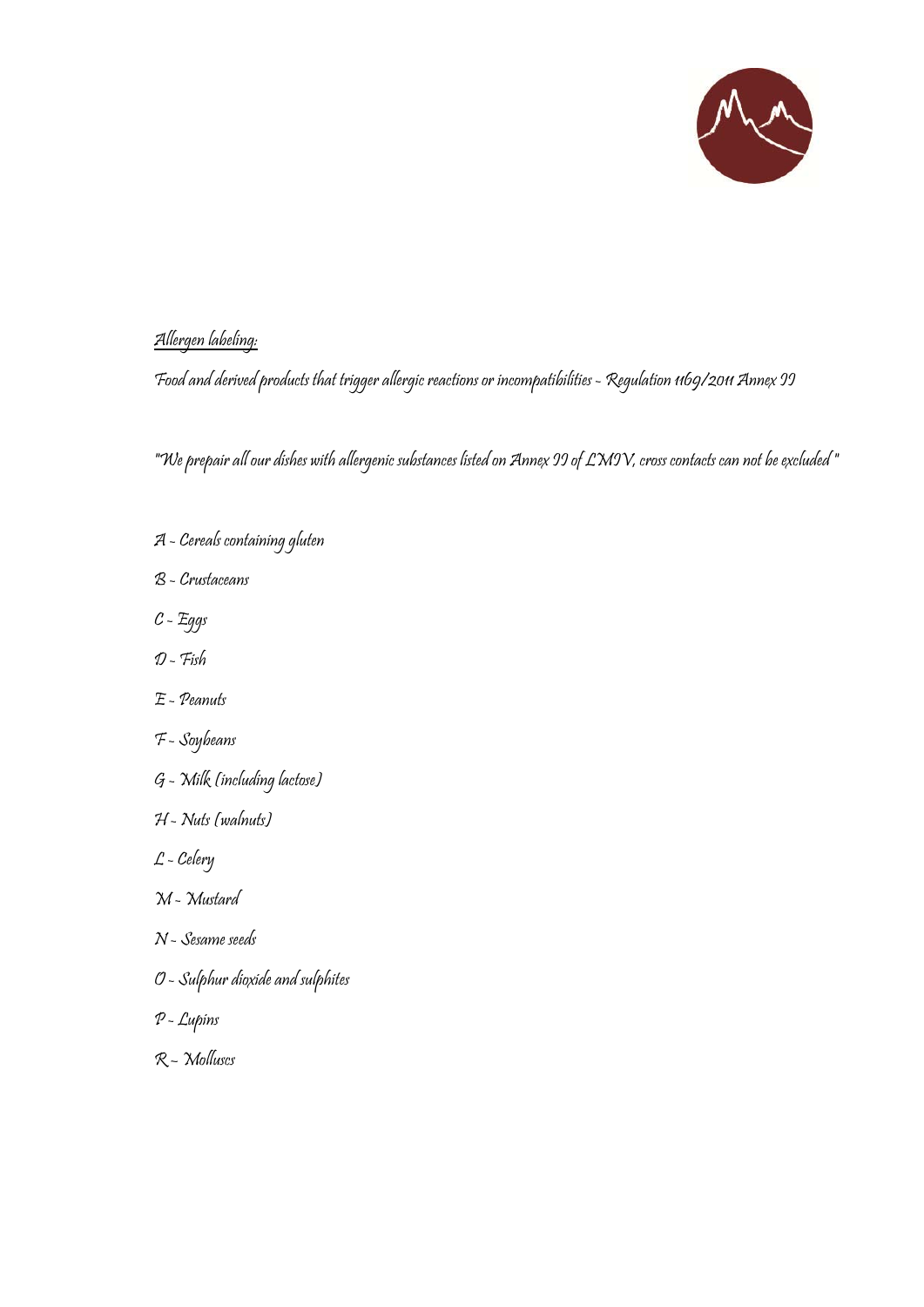Allergen labeling:

Food and derived products that trigger allergic reactions or incompatibilities - Regulation 1169/2011 Annex II

"We prepair all our dishes with allergenic substances listed on Annex II of LMIV, cross contacts can not be excluded "

A - Cereals containing gluten

B - Crustaceans

C - Eggs

D - Fish

E - Peanuts

F - Soybeans

G - Milk (including lactose)

H - Nuts (walnuts)

L - Celery

M - Mustard

N - Sesame seeds

O - Sulphur dioxide and sulphites

P - Lupins

R - Molluscs